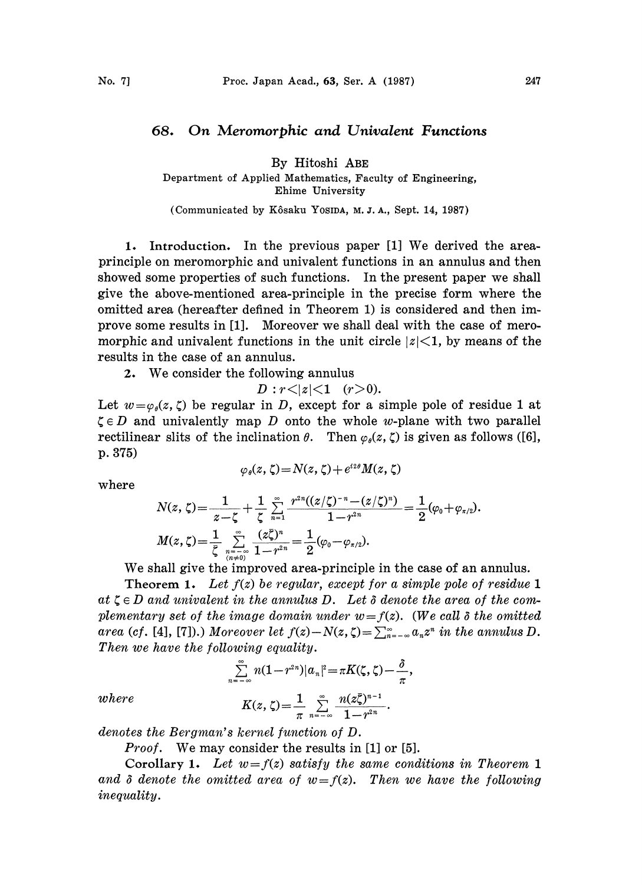# 68. On Meromorphic and Univalent Functions

By Hitoshi ABE

Department of Applied Mathematics, Faculty of Engineering, Ehime University

(Communicated by Kôsaku YOSIDA, M. J. A., Sept. 14, 1987)

**1. Introduction.** In the previous paper [1] We derived the area-principle on meromorphic and univalent functions in an annulus and then showed some properties of such functions. In the present paper we shall give the above-mentioned area-principle in the precise form where the omitted area (hereafter defined in Theorem 1) is considered and then improve some results in [1]. Moreover we shall deal with the case of meromorphic and univalent functions in the unit circle $|z|<1$, by means of the results in the case of an annulus.

**2.** We consider the following annulus

$$D : r<|z|<1 \quad (r>0).$$

Let $w=\varphi_\theta(z,\zeta)$ be regular in $D$, except for a simple pole of residue 1 at $\zeta \in D$ and univalently map $D$ onto the whole $w$-plane with two parallel rectilinear slits of the inclination $\theta$. Then $\varphi_\theta(z,\zeta)$ is given as follows ([6], p. 375)

$$\varphi_\theta(z,\zeta)=N(z,\zeta)+e^{i2\theta}M(z,\zeta)$$

where

$$N(z,\zeta)=\frac{1}{z-\zeta}+\frac{1}{\zeta}\sum_{n=1}^{\infty}\frac{r^{2n}((z/\zeta)^{-n}-(z/\zeta)^n)}{1-r^{2n}}=\frac{1}{2}(\varphi_0+\varphi_{\pi/2}).$$

$$M(z,\zeta)=\frac{1}{\bar{\zeta}}\sum_{\substack{n=-\infty \\ (n\neq 0)}}^{\infty}\frac{(z\bar{\zeta})^n}{1-r^{2n}}=\frac{1}{2}(\varphi_0-\varphi_{\pi/2}).$$

We shall give the improved area-principle in the case of an annulus.

**Theorem 1.** *Let $f(z)$ be regular, except for a simple pole of residue 1 at $\zeta \in D$ and univalent in the annulus $D$. Let $\delta$ denote the area of the complementary set of the image domain under $w=f(z)$. (We call $\delta$ the omitted area (cf. [4], [7]).) Moreover let $f(z)-N(z,\zeta)=\sum_{n=-\infty}^{\infty}a_n z^n$ in the annulus $D$. Then we have the following equality.*

$$\sum_{n=-\infty}^{\infty}n(1-r^{2n})|a_n|^2=\pi K(\zeta,\zeta)-\frac{\delta}{\pi},$$

*where*

$$K(z,\zeta)=\frac{1}{\pi}\sum_{n=-\infty}^{\infty}\frac{n(z\bar{\zeta})^{n-1}}{1-r^{2n}}.$$

*denotes the Bergman's kernel function of $D$.*

*Proof.* We may consider the results in [1] or [5].

**Corollary 1.** *Let $w=f(z)$ satisfy the same conditions in Theorem 1 and $\delta$ denote the omitted area of $w=f(z)$. Then we have the following inequality.*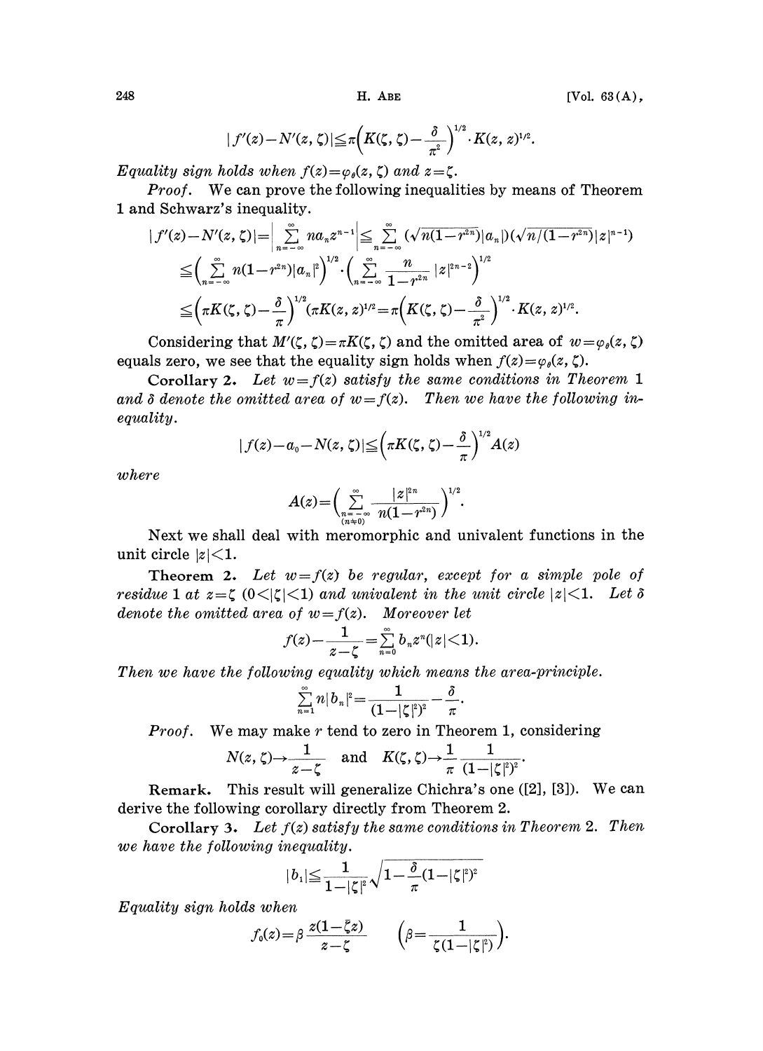$$|f'(z)-N'(z,\zeta)|\leqq \pi\Big(K(\zeta,\zeta)-\frac{\delta}{\pi^2}\Big)^{1/2}\cdot K(z,z)^{1/2}.$$

*Equality sign holds when $f(z)=\varphi_\theta(z,\zeta)$ and $z=\zeta$.*

*Proof.* We can prove the following inequalities by means of Theorem 1 and Schwarz's inequality.

$$|f'(z)-N'(z,\zeta)|=\Big|\sum_{n=-\infty}^{\infty} na_n z^{n-1}\Big|\leqq \sum_{n=-\infty}^{\infty}(\sqrt{n(1-r^{2n})}|a_n|)(\sqrt{n/(1-r^{2n})}|z|^{n-1})$$
$$\leqq\Big(\sum_{n=-\infty}^{\infty} n(1-r^{2n})|a_n|^2\Big)^{1/2}\cdot\Big(\sum_{n=-\infty}^{\infty}\frac{n}{1-r^{2n}}|z|^{2n-2}\Big)^{1/2}$$
$$\leqq\Big(\pi K(\zeta,\zeta)-\frac{\delta}{\pi}\Big)^{1/2}(\pi K(z,z))^{1/2}=\pi\Big(K(\zeta,\zeta)-\frac{\delta}{\pi^2}\Big)^{1/2}\cdot K(z,z)^{1/2}.$$

Considering that $M'(\zeta,\zeta)=\pi K(\zeta,\zeta)$ and the omitted area of $w=\varphi_\theta(z,\zeta)$ equals zero, we see that the equality sign holds when $f(z)=\varphi_\theta(z,\zeta)$.

**Corollary 2.** *Let $w=f(z)$ satisfy the same conditions in Theorem 1 and $\delta$ denote the omitted area of $w=f(z)$. Then we have the following inequality.*

$$|f(z)-a_0-N(z,\zeta)|\leqq\Big(\pi K(\zeta,\zeta)-\frac{\delta}{\pi}\Big)^{1/2}A(z)$$

*where*

$$A(z)=\Big(\sum_{\substack{n=-\infty\\(n\neq 0)}}^{\infty}\frac{|z|^{2n}}{n(1-r^{2n})}\Big)^{1/2}.$$

Next we shall deal with meromorphic and univalent functions in the unit circle $|z|<1$.

**Theorem 2.** *Let $w=f(z)$ be regular, except for a simple pole of residue 1 at $z=\zeta$ $(0<|\zeta|<1)$ and univalent in the unit circle $|z|<1$. Let $\delta$ denote the omitted area of $w=f(z)$. Moreover let*

$$f(z)-\frac{1}{z-\zeta}=\sum_{n=0}^{\infty} b_n z^n(|z|<1).$$

*Then we have the following equality which means the area-principle.*

$$\sum_{n=1}^{\infty} n|b_n|^2=\frac{1}{(1-|\zeta|^2)^2}-\frac{\delta}{\pi}.$$

*Proof.* We may make $r$ tend to zero in Theorem 1, considering

$$N(z,\zeta)\to\frac{1}{z-\zeta}\quad\text{and}\quad K(\zeta,\zeta)\to\frac{1}{\pi}\frac{1}{(1-|\zeta|^2)^2}.$$

**Remark.** This result will generalize Chichra's one ([2], [3]). We can derive the following corollary directly from Theorem 2.

**Corollary 3.** *Let $f(z)$ satisfy the same conditions in Theorem 2. Then we have the following inequality.*

$$|b_1|\leqq\frac{1}{1-|\zeta|^2}\sqrt{1-\frac{\delta}{\pi}(1-|\zeta|^2)^2}$$

*Equality sign holds when*

$$f_0(z)=\beta\frac{z(1-\bar{\zeta}z)}{z-\zeta}\qquad\Big(\beta=\frac{1}{\zeta(1-|\zeta|^2)}\Big).$$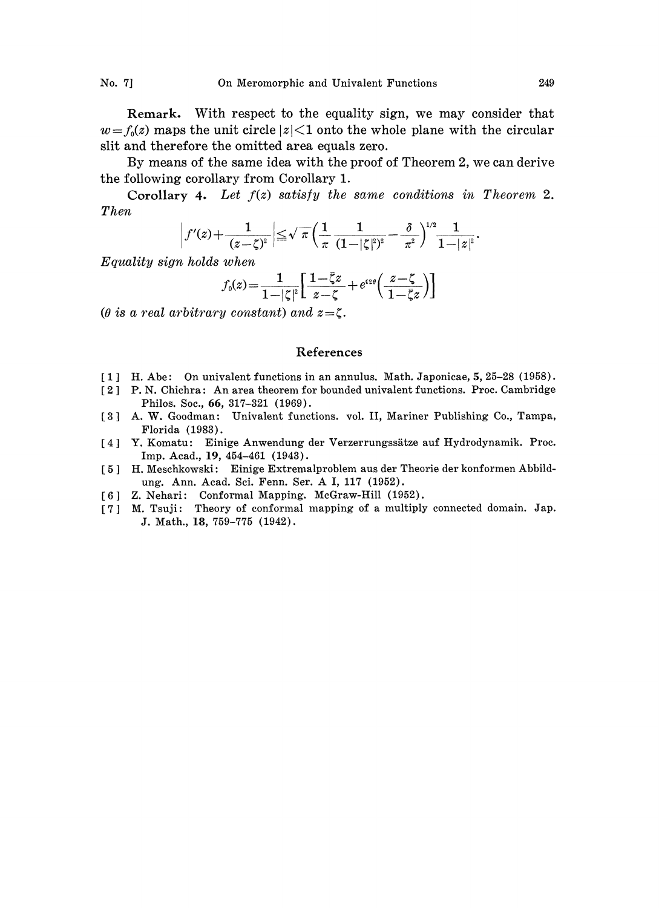**Remark.** With respect to the equality sign, we may consider that $w=f_0(z)$ maps the unit circle $|z|<1$ onto the whole plane with the circular slit and therefore the omitted area equals zero.

By means of the same idea with the proof of Theorem 2, we can derive the following corollary from Corollary 1.

**Corollary 4.** *Let $f(z)$ satisfy the same conditions in Theorem 2. Then*

$$\left|f'(z)+\frac{1}{(z-\zeta)^2}\right| \leqq \sqrt{\pi}\left(\frac{1}{\pi}\frac{1}{(1-|\zeta|^2)^2}-\frac{\delta}{\pi^2}\right)^{1/2}\frac{1}{1-|z|^2}.$$

*Equality sign holds when*

$$f_0(z)=\frac{1}{1-|\zeta|^2}\left[\frac{1-\bar{\zeta}z}{z-\zeta}+e^{i2\theta}\left(\frac{z-\zeta}{1-\bar{\zeta}z}\right)\right]$$

*($\theta$ is a real arbitrary constant) and $z=\zeta$.*

## References

[1] H. Abe: On univalent functions in an annulus. Math. Japonicae, **5**, 25–28 (1958).

[2] P. N. Chichra: An area theorem for bounded univalent functions. Proc. Cambridge Philos. Soc., **66**, 317–321 (1969).

[3] A. W. Goodman: Univalent functions. vol. II, Mariner Publishing Co., Tampa, Florida (1983).

[4] Y. Komatu: Einige Anwendung der Verzerrungssätze auf Hydrodynamik. Proc. Imp. Acad., **19**, 454–461 (1943).

[5] H. Meschkowski: Einige Extremalproblem aus der Theorie der konformen Abbildung. Ann. Acad. Sci. Fenn. Ser. A I, 117 (1952).

[6] Z. Nehari: Conformal Mapping. McGraw-Hill (1952).

[7] M. Tsuji: Theory of conformal mapping of a multiply connected domain. Jap. J. Math., **18**, 759–775 (1942).